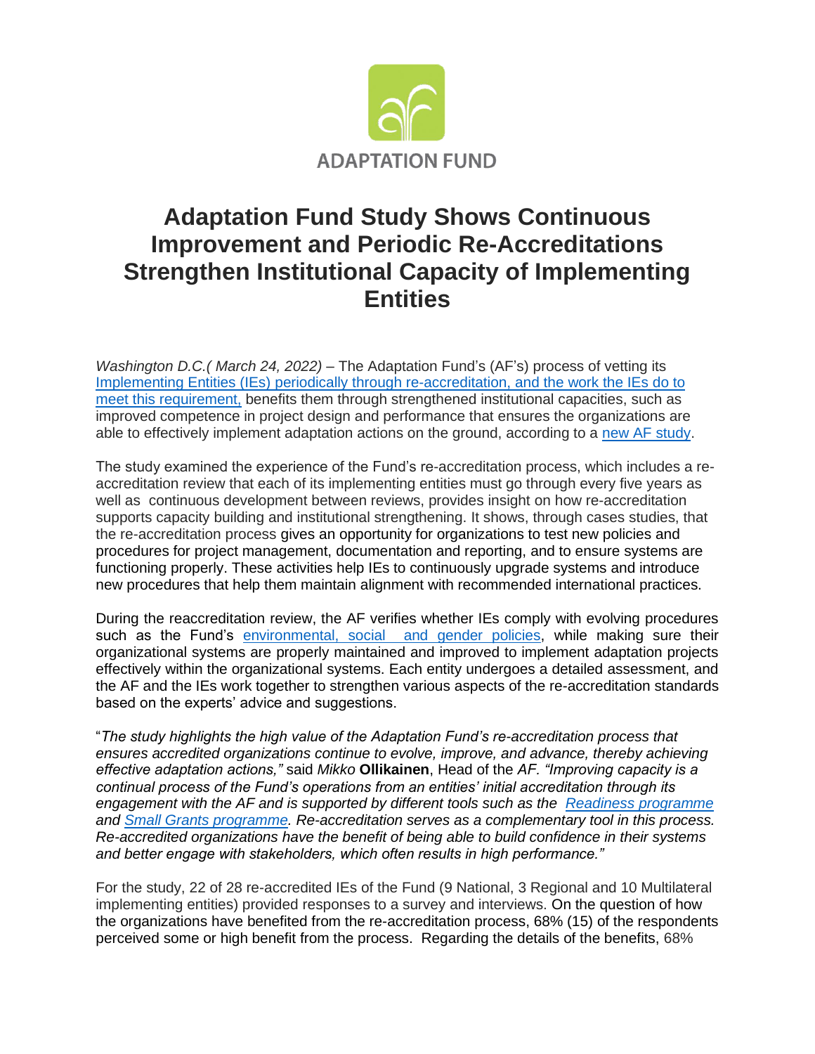ADAPTATION FUND

# Adaptation Fund Study Shows Continuous Improvement and Periodic Re-Accreditations Strengthen Institutional Capacity of Implementing Entities

*Washington D.C.( March 24, 2022)* – The Adaptation Fund's (AF's) process of vetting its Implementing Entities (IEs) periodically through re-accreditation, and the work the IEs do to meet this requirement, benefits them through strengthened institutional capacities, such as improved competence in project design and performance that ensures the organizations are able to effectively implement adaptation actions on the ground, according to a new AF study.

The study examined the experience of the Fund's re-accreditation process, which includes a re-accreditation review that each of its implementing entities must go through every five years as well as continuous development between reviews, provides insight on how re-accreditation supports capacity building and institutional strengthening. It shows, through cases studies, that the re-accreditation process gives an opportunity for organizations to test new policies and procedures for project management, documentation and reporting, and to ensure systems are functioning properly. These activities help IEs to continuously upgrade systems and introduce new procedures that help them maintain alignment with recommended international practices.

During the reaccreditation review, the AF verifies whether IEs comply with evolving procedures such as the Fund's environmental, social and gender policies, while making sure their organizational systems are properly maintained and improved to implement adaptation projects effectively within the organizational systems. Each entity undergoes a detailed assessment, and the AF and the IEs work together to strengthen various aspects of the re-accreditation standards based on the experts' advice and suggestions.

"*The study highlights the high value of the Adaptation Fund's re-accreditation process that ensures accredited organizations continue to evolve, improve, and advance, thereby achieving effective adaptation actions,"* said *Mikko* **Ollikainen**, Head of the *AF. "Improving capacity is a continual process of the Fund's operations from an entities' initial accreditation through its engagement with the AF and is supported by different tools such as the Readiness programme and Small Grants programme. Re-accreditation serves as a complementary tool in this process. Re-accredited organizations have the benefit of being able to build confidence in their systems and better engage with stakeholders, which often results in high performance."*

For the study, 22 of 28 re-accredited IEs of the Fund (9 National, 3 Regional and 10 Multilateral implementing entities) provided responses to a survey and interviews. On the question of how the organizations have benefited from the re-accreditation process, 68% (15) of the respondents perceived some or high benefit from the process. Regarding the details of the benefits, 68%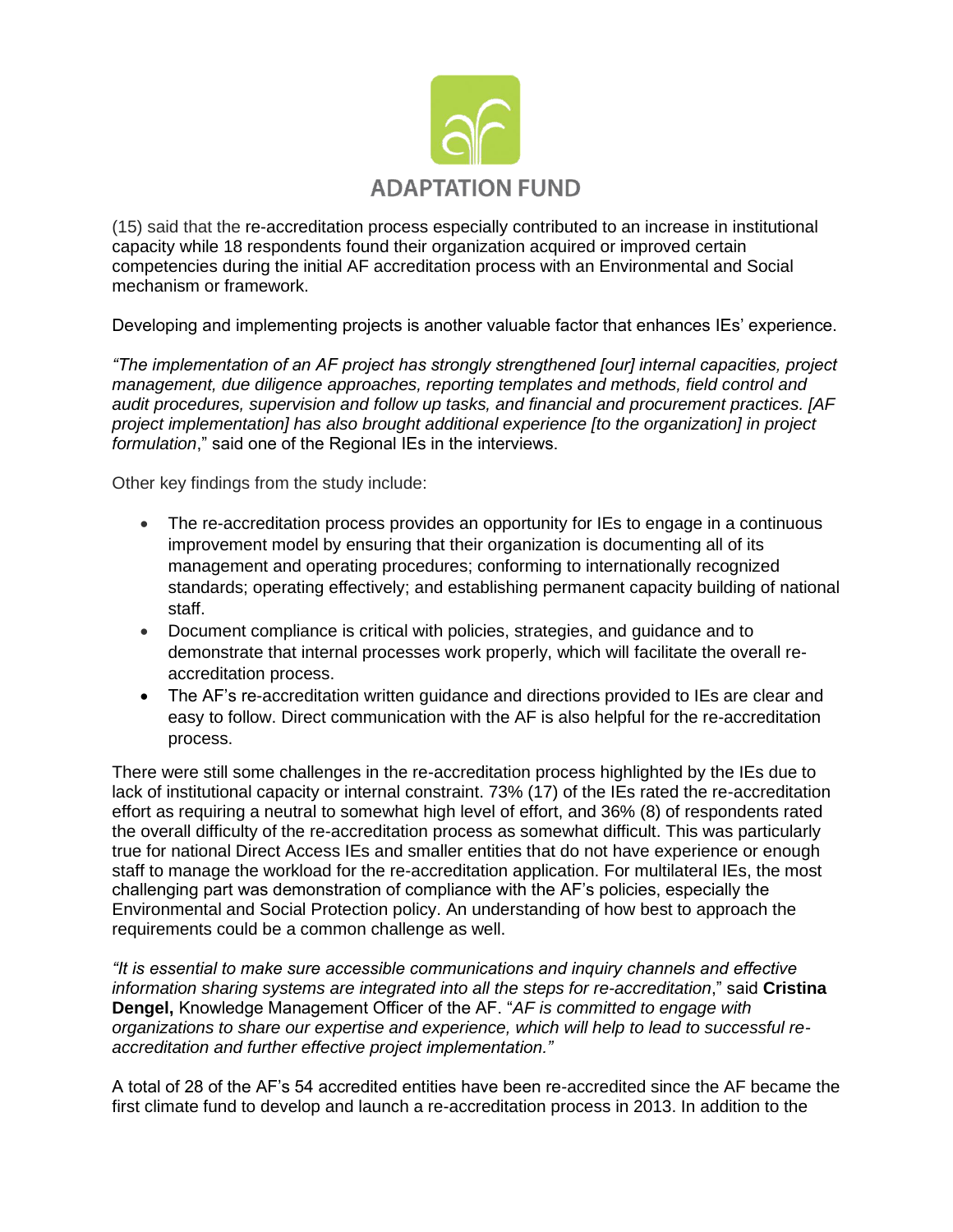(15) said that the re-accreditation process especially contributed to an increase in institutional capacity while 18 respondents found their organization acquired or improved certain competencies during the initial AF accreditation process with an Environmental and Social mechanism or framework.

Developing and implementing projects is another valuable factor that enhances IEs' experience.

*"The implementation of an AF project has strongly strengthened [our] internal capacities, project management, due diligence approaches, reporting templates and methods, field control and audit procedures, supervision and follow up tasks, and financial and procurement practices. [AF project implementation] has also brought additional experience [to the organization] in project formulation*," said one of the Regional IEs in the interviews.

Other key findings from the study include:

- The re-accreditation process provides an opportunity for IEs to engage in a continuous improvement model by ensuring that their organization is documenting all of its management and operating procedures; conforming to internationally recognized standards; operating effectively; and establishing permanent capacity building of national staff.
- Document compliance is critical with policies, strategies, and guidance and to demonstrate that internal processes work properly, which will facilitate the overall re-accreditation process.
- The AF's re-accreditation written guidance and directions provided to IEs are clear and easy to follow. Direct communication with the AF is also helpful for the re-accreditation process.

There were still some challenges in the re-accreditation process highlighted by the IEs due to lack of institutional capacity or internal constraint. 73% (17) of the IEs rated the re-accreditation effort as requiring a neutral to somewhat high level of effort, and 36% (8) of respondents rated the overall difficulty of the re-accreditation process as somewhat difficult. This was particularly true for national Direct Access IEs and smaller entities that do not have experience or enough staff to manage the workload for the re-accreditation application. For multilateral IEs, the most challenging part was demonstration of compliance with the AF's policies, especially the Environmental and Social Protection policy. An understanding of how best to approach the requirements could be a common challenge as well.

*"It is essential to make sure accessible communications and inquiry channels and effective information sharing systems are integrated into all the steps for re-accreditation*," said **Cristina Dengel,** Knowledge Management Officer of the AF. "*AF is committed to engage with organizations to share our expertise and experience, which will help to lead to successful re-accreditation and further effective project implementation."*

A total of 28 of the AF's 54 accredited entities have been re-accredited since the AF became the first climate fund to develop and launch a re-accreditation process in 2013. In addition to the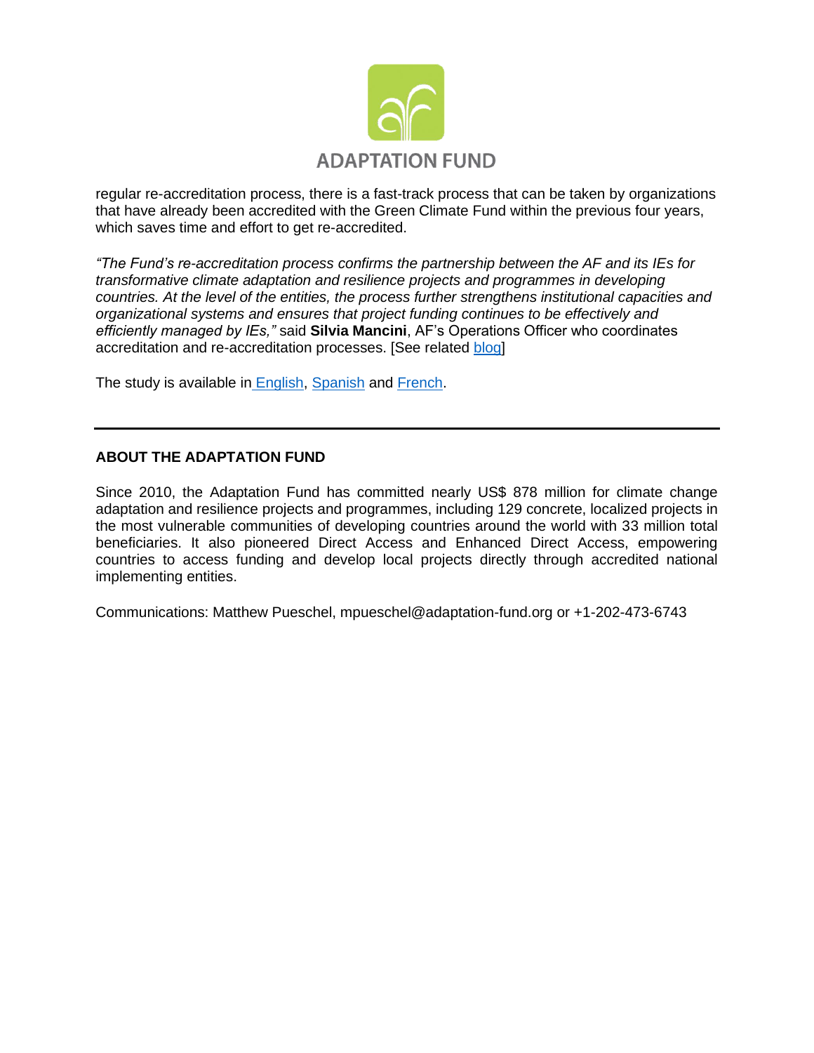regular re-accreditation process, there is a fast-track process that can be taken by organizations that have already been accredited with the Green Climate Fund within the previous four years, which saves time and effort to get re-accredited.

*"The Fund's re-accreditation process confirms the partnership between the AF and its IEs for transformative climate adaptation and resilience projects and programmes in developing countries. At the level of the entities, the process further strengthens institutional capacities and organizational systems and ensures that project funding continues to be effectively and efficiently managed by IEs,"* said **Silvia Mancini**, AF's Operations Officer who coordinates accreditation and re-accreditation processes. [See related blog]

The study is available in English, Spanish and French.

---

**ABOUT THE ADAPTATION FUND**

Since 2010, the Adaptation Fund has committed nearly US$ 878 million for climate change adaptation and resilience projects and programmes, including 129 concrete, localized projects in the most vulnerable communities of developing countries around the world with 33 million total beneficiaries. It also pioneered Direct Access and Enhanced Direct Access, empowering countries to access funding and develop local projects directly through accredited national implementing entities.

Communications: Matthew Pueschel, mpueschel@adaptation-fund.org or +1-202-473-6743